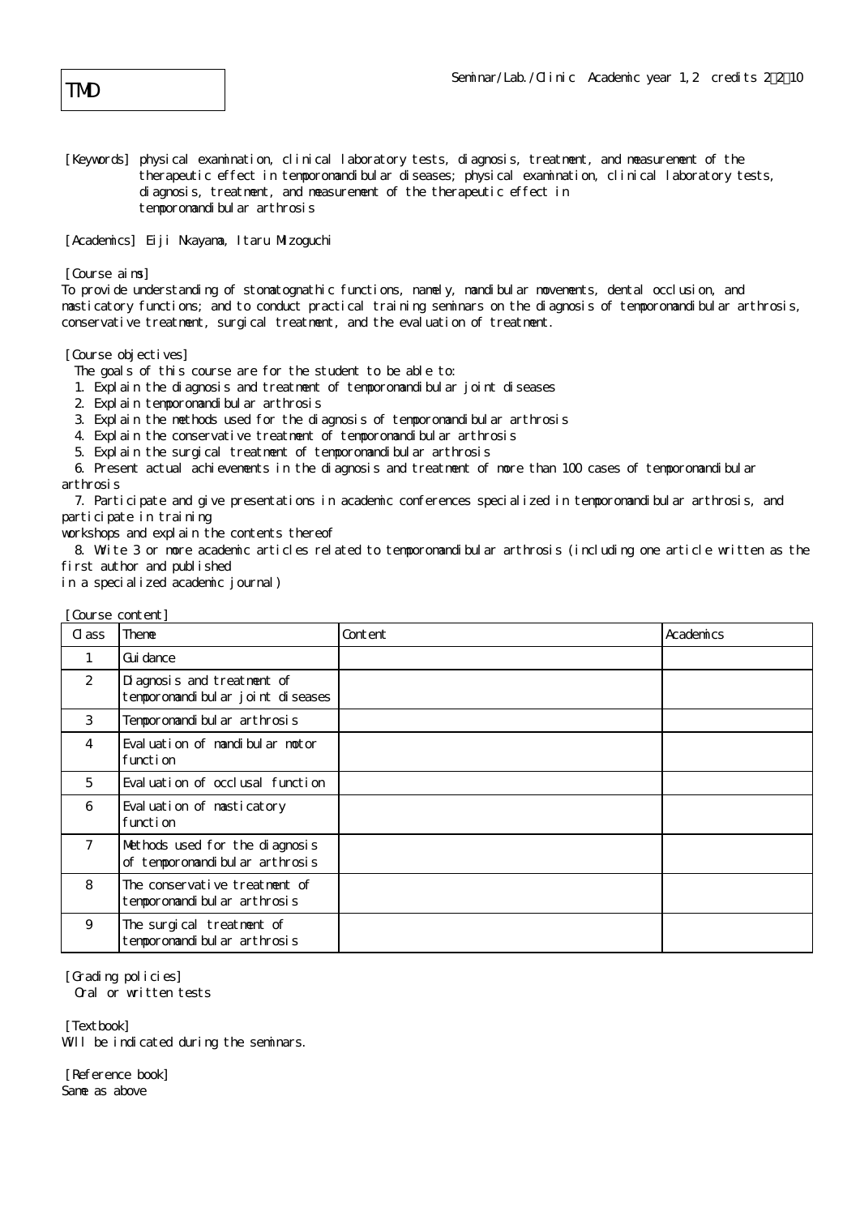# TMD

Seminar/Lab./Clinic Academic year 1,2 credits 2・2・10

[Keywords] physical examination, clinical laboratory tests, diagnosis, treatment, and measurement of the therapeutic effect in temporomandibular diseases; physical examination, clinical laboratory tests, diagnosis, treatment, and measurement of the therapeutic effect in temporomandibular arthrosis

[Academics] Eiji Nkayama, Itaru Mizoguchi

[Course aims]
To provide understanding of stomatognathic functions, namely, mandibular movements, dental occlusion, and masticatory functions; and to conduct practical training seminars on the diagnosis of temporomandibular arthrosis, conservative treatment, surgical treatment, and the evaluation of treatment.

[Course objectives]
The goals of this course are for the student to be able to:
1. Explain the diagnosis and treatment of temporomandibular joint diseases
2. Explain temporomandibular arthrosis
3. Explain the methods used for the diagnosis of temporomandibular arthrosis
4. Explain the conservative treatment of temporomandibular arthrosis
5. Explain the surgical treatment of temporomandibular arthrosis
6. Present actual achievements in the diagnosis and treatment of more than 100 cases of temporomandibular arthrosis
7. Participate and give presentations in academic conferences specialized in temporomandibular arthrosis, and participate in training workshops and explain the contents thereof
8. Write 3 or more academic articles related to temporomandibular arthrosis (including one article written as the first author and published in a specialized academic journal)

[Course content]

| Class | Theme | Content | Academics |
|---|---|---|---|
| 1 | Guidance | | |
| 2 | Diagnosis and treatment of temporomandibular joint diseases | | |
| 3 | Temporomandibular arthrosis | | |
| 4 | Evaluation of mandibular motor function | | |
| 5 | Evaluation of occlusal function | | |
| 6 | Evaluation of masticatory function | | |
| 7 | Methods used for the diagnosis of temporomandibular arthrosis | | |
| 8 | The conservative treatment of temporomandibular arthrosis | | |
| 9 | The surgical treatment of temporomandibular arthrosis | | |

[Grading policies]
Oral or written tests

[Textbook]
Will be indicated during the seminars.

[Reference book]
Same as above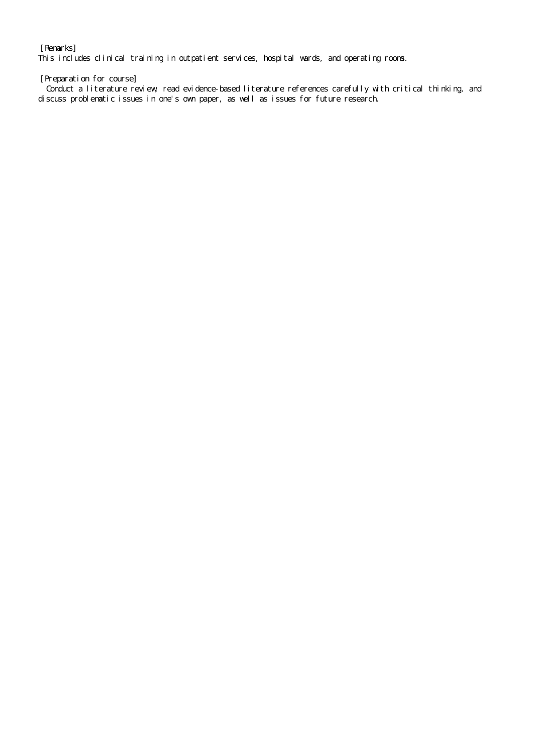[Remarks]
This includes clinical training in outpatient services, hospital wards, and operating rooms.

[Preparation for course]
Conduct a literature review, read evidence-based literature references carefully with critical thinking, and discuss problematic issues in one's own paper, as well as issues for future research.